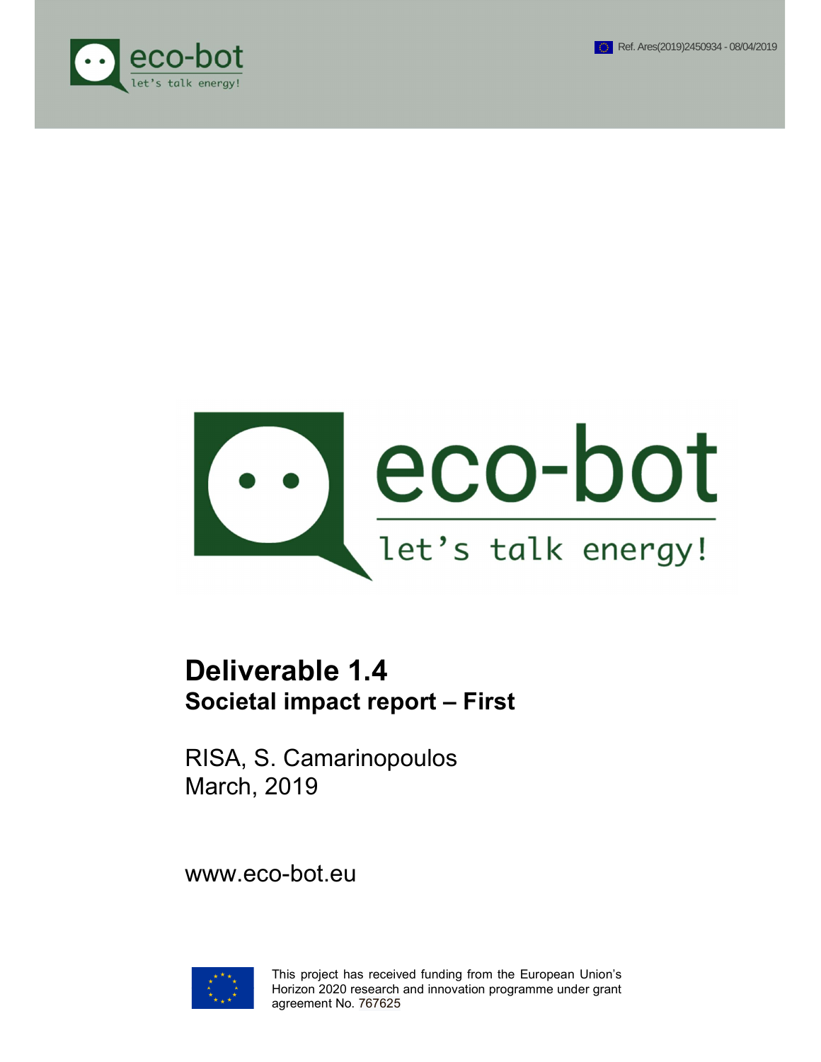Ref. Ares(2019)2450934 - 08/04/2019

eco-bot

let's talk energy!

# Deliverable 1.4

## Societal impact report – First

RISA, S. Camarinopoulos

March, 2019

www.eco-bot.eu

This project has received funding from the European Union's Horizon 2020 research and innovation programme under grant agreement No. 767625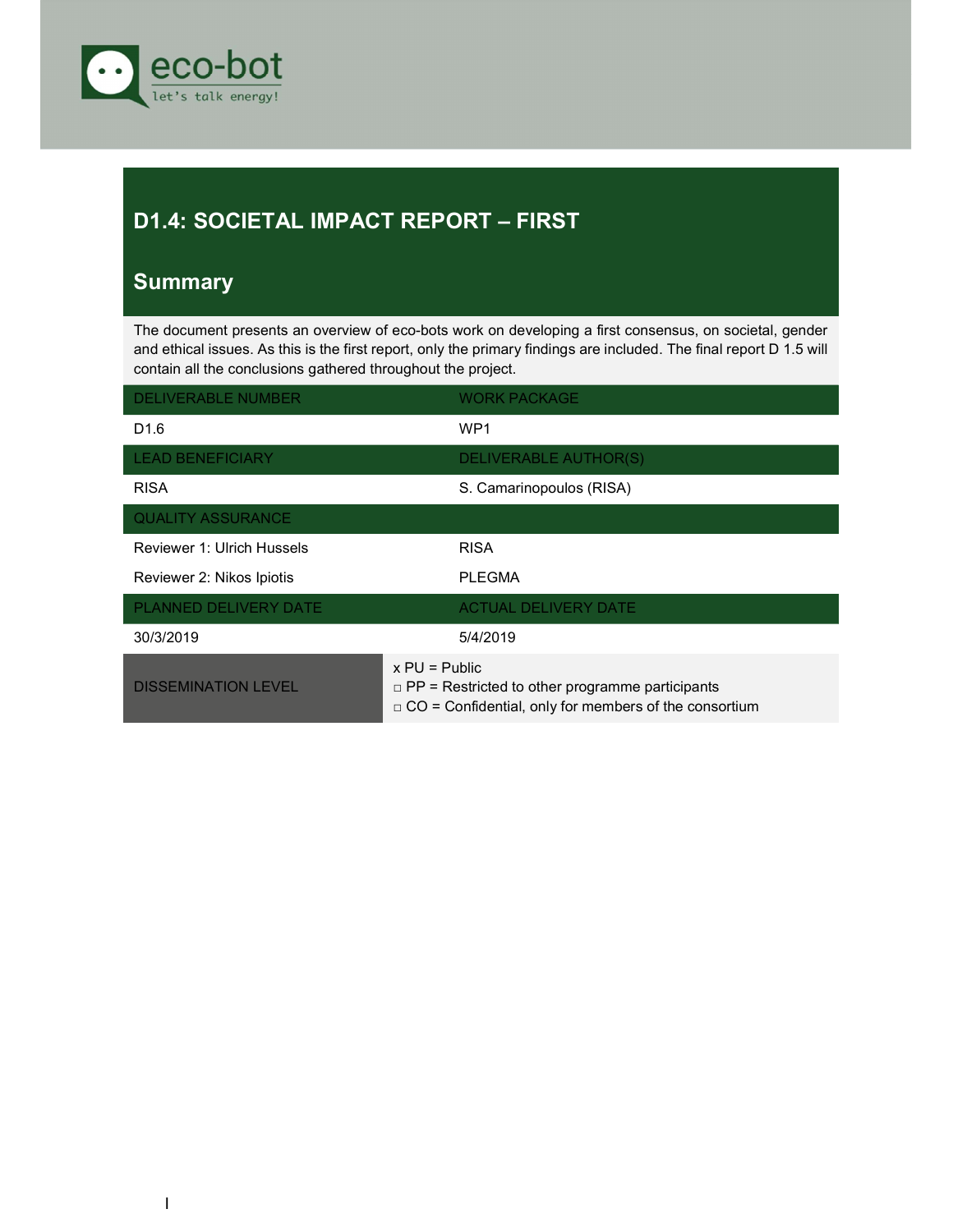eco-bot
let's talk energy!

# D1.4: SOCIETAL IMPACT REPORT – FIRST

## Summary

The document presents an overview of eco-bots work on developing a first consensus, on societal, gender and ethical issues. As this is the first report, only the primary findings are included. The final report D 1.5 will contain all the conclusions gathered throughout the project.

| DELIVERABLE NUMBER | WORK PACKAGE |
|---|---|
| D1.6 | WP1 |
| **LEAD BENEFICIARY** | **DELIVERABLE AUTHOR(S)** |
| RISA | S. Camarinopoulos (RISA) |
| **QUALITY ASSURANCE** | |
| Reviewer 1: Ulrich Hussels | RISA |
| Reviewer 2: Nikos Ipiotis | PLEGMA |
| **PLANNED DELIVERY DATE** | **ACTUAL DELIVERY DATE** |
| 30/3/2019 | 5/4/2019 |
| DISSEMINATION LEVEL | x PU = Public<br>□ PP = Restricted to other programme participants<br>□ CO = Confidential, only for members of the consortium |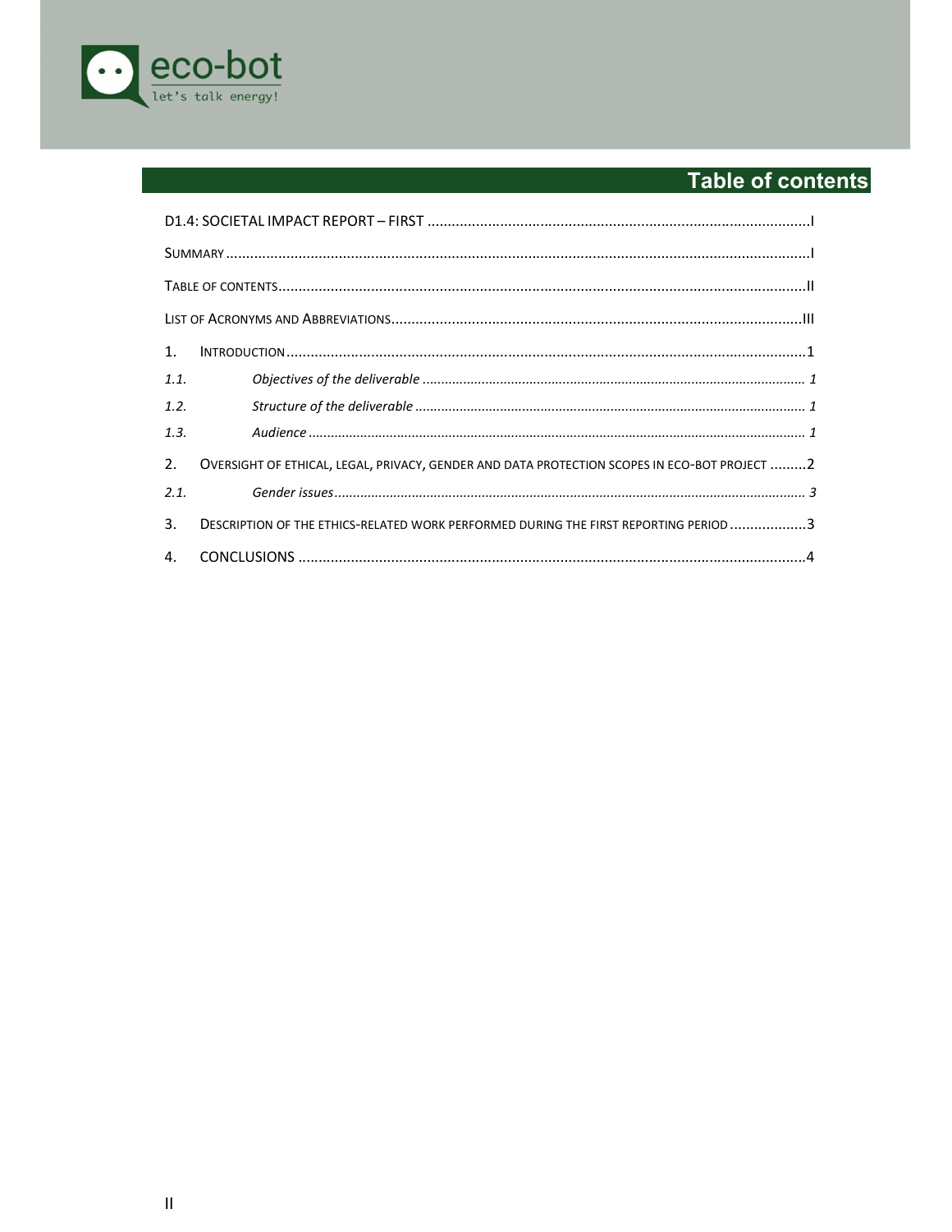# Table of contents

D1.4: SOCIETAL IMPACT REPORT – FIRST ..... I

SUMMARY ..... I

TABLE OF CONTENTS ..... II

LIST OF ACRONYMS AND ABBREVIATIONS ..... III

1. INTRODUCTION ..... 1
   - *1.1. Objectives of the deliverable ..... 1*
   - *1.2. Structure of the deliverable ..... 1*
   - *1.3. Audience ..... 1*

2. OVERSIGHT OF ETHICAL, LEGAL, PRIVACY, GENDER AND DATA PROTECTION SCOPES IN ECO-BOT PROJECT ..... 2
   - *2.1. Gender issues ..... 3*

3. DESCRIPTION OF THE ETHICS-RELATED WORK PERFORMED DURING THE FIRST REPORTING PERIOD ..... 3

4. CONCLUSIONS ..... 4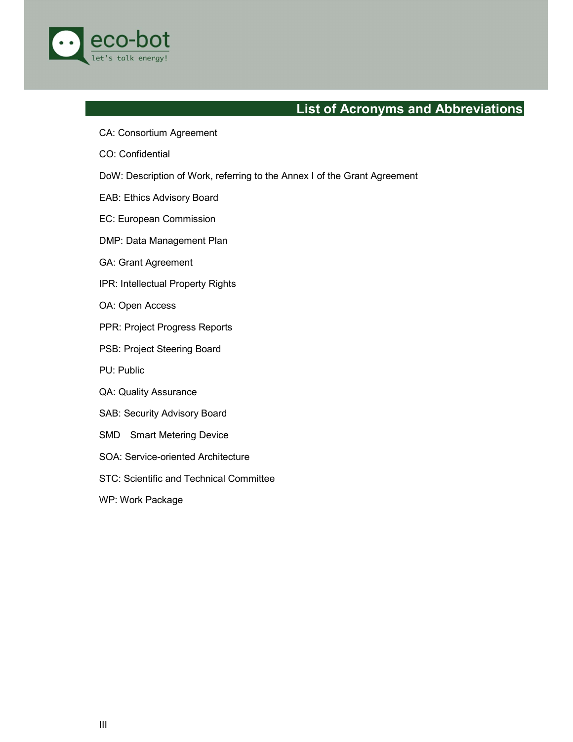## List of Acronyms and Abbreviations

CA: Consortium Agreement

CO: Confidential

DoW: Description of Work, referring to the Annex I of the Grant Agreement

EAB: Ethics Advisory Board

EC: European Commission

DMP: Data Management Plan

GA: Grant Agreement

IPR: Intellectual Property Rights

OA: Open Access

PPR: Project Progress Reports

PSB: Project Steering Board

PU: Public

QA: Quality Assurance

SAB: Security Advisory Board

SMD   Smart Metering Device

SOA: Service-oriented Architecture

STC: Scientific and Technical Committee

WP: Work Package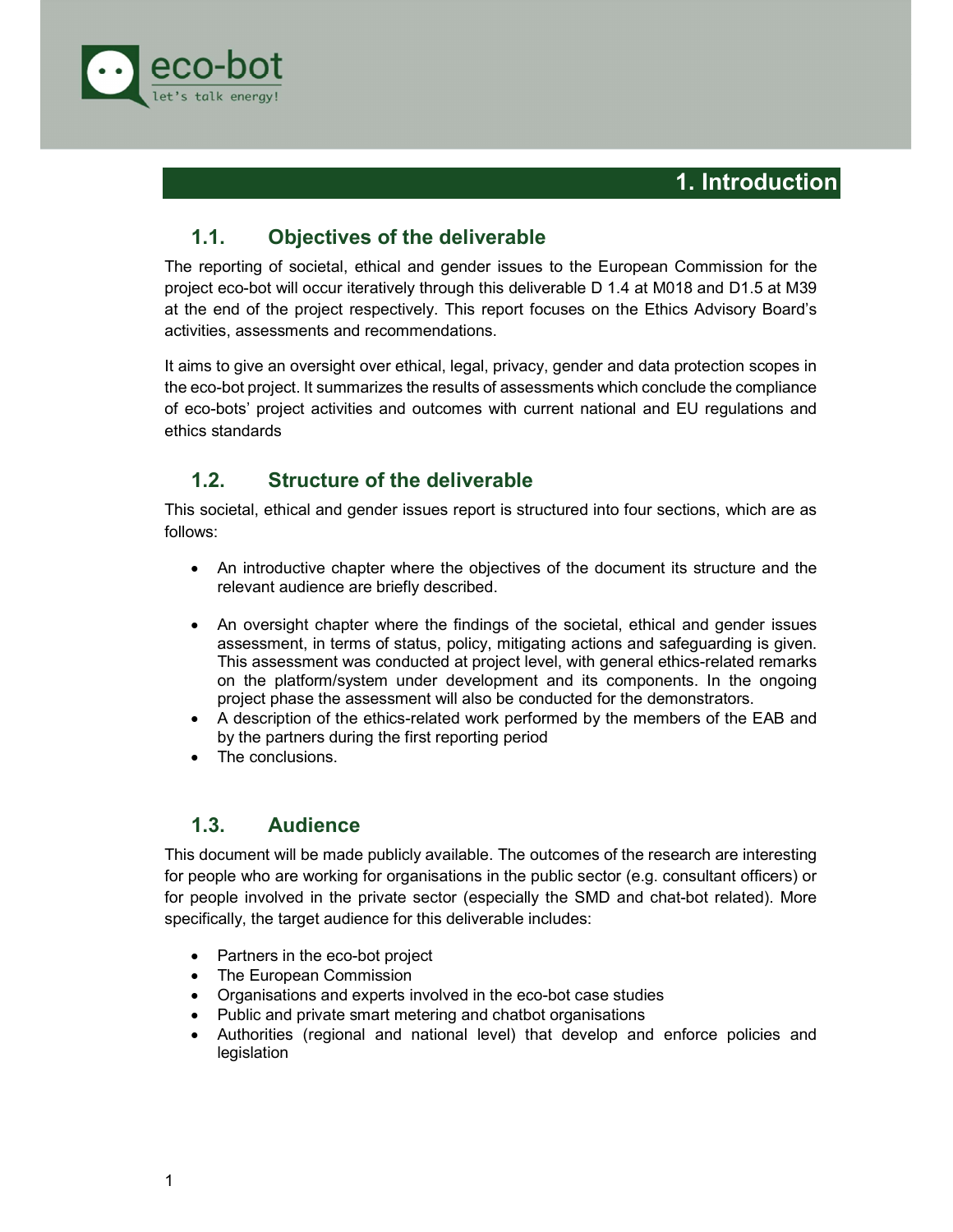# 1. Introduction

## 1.1. Objectives of the deliverable

The reporting of societal, ethical and gender issues to the European Commission for the project eco-bot will occur iteratively through this deliverable D 1.4 at M018 and D1.5 at M39 at the end of the project respectively. This report focuses on the Ethics Advisory Board's activities, assessments and recommendations.

It aims to give an oversight over ethical, legal, privacy, gender and data protection scopes in the eco-bot project. It summarizes the results of assessments which conclude the compliance of eco-bots' project activities and outcomes with current national and EU regulations and ethics standards

## 1.2. Structure of the deliverable

This societal, ethical and gender issues report is structured into four sections, which are as follows:

- An introductive chapter where the objectives of the document its structure and the relevant audience are briefly described.
- An oversight chapter where the findings of the societal, ethical and gender issues assessment, in terms of status, policy, mitigating actions and safeguarding is given. This assessment was conducted at project level, with general ethics-related remarks on the platform/system under development and its components. In the ongoing project phase the assessment will also be conducted for the demonstrators.
- A description of the ethics-related work performed by the members of the EAB and by the partners during the first reporting period
- The conclusions.

## 1.3. Audience

This document will be made publicly available. The outcomes of the research are interesting for people who are working for organisations in the public sector (e.g. consultant officers) or for people involved in the private sector (especially the SMD and chat-bot related). More specifically, the target audience for this deliverable includes:

- Partners in the eco-bot project
- The European Commission
- Organisations and experts involved in the eco-bot case studies
- Public and private smart metering and chatbot organisations
- Authorities (regional and national level) that develop and enforce policies and legislation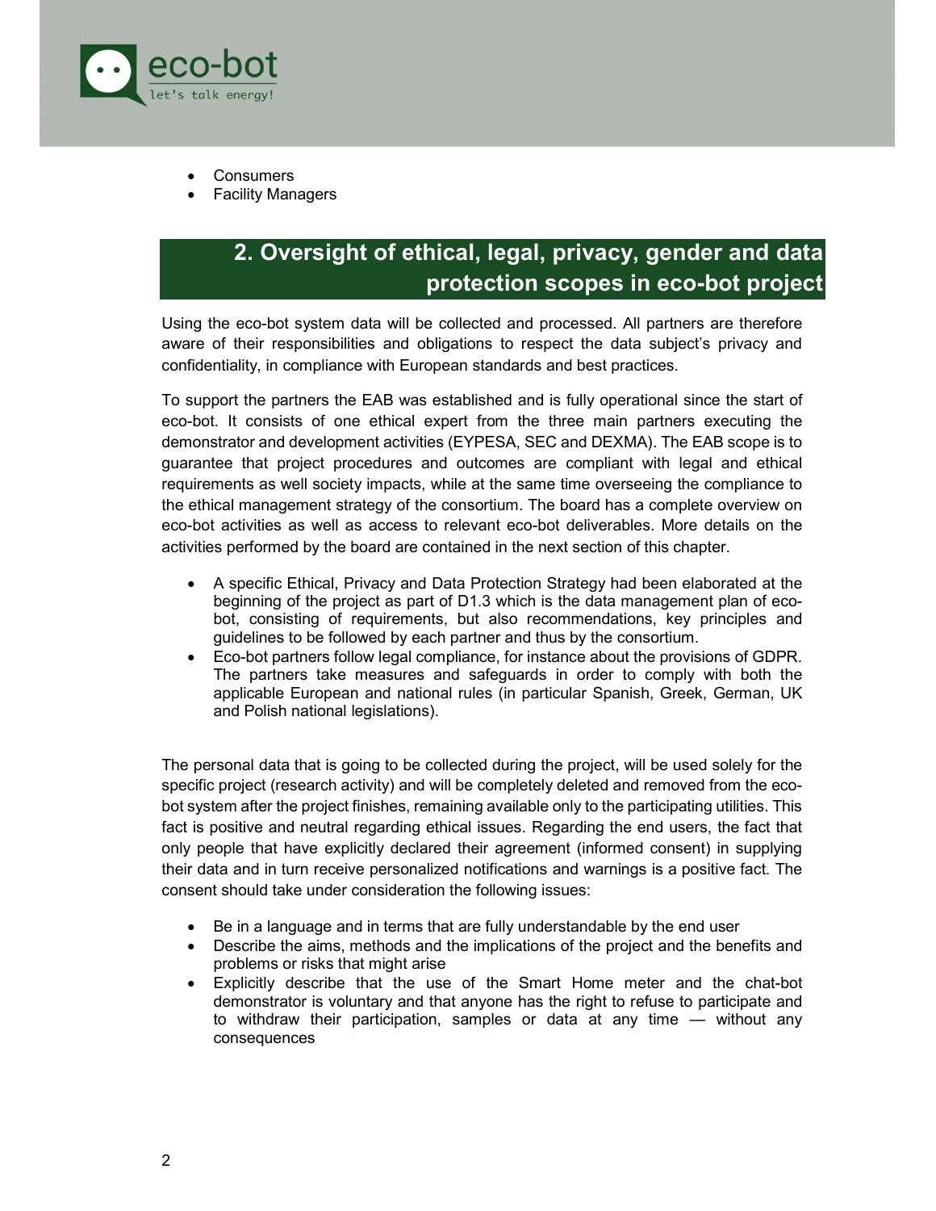- Consumers
- Facility Managers

## 2. Oversight of ethical, legal, privacy, gender and data protection scopes in eco-bot project

Using the eco-bot system data will be collected and processed. All partners are therefore aware of their responsibilities and obligations to respect the data subject's privacy and confidentiality, in compliance with European standards and best practices.

To support the partners the EAB was established and is fully operational since the start of eco-bot. It consists of one ethical expert from the three main partners executing the demonstrator and development activities (EYPESA, SEC and DEXMA). The EAB scope is to guarantee that project procedures and outcomes are compliant with legal and ethical requirements as well society impacts, while at the same time overseeing the compliance to the ethical management strategy of the consortium. The board has a complete overview on eco-bot activities as well as access to relevant eco-bot deliverables. More details on the activities performed by the board are contained in the next section of this chapter.

- A specific Ethical, Privacy and Data Protection Strategy had been elaborated at the beginning of the project as part of D1.3 which is the data management plan of eco-bot, consisting of requirements, but also recommendations, key principles and guidelines to be followed by each partner and thus by the consortium.
- Eco-bot partners follow legal compliance, for instance about the provisions of GDPR. The partners take measures and safeguards in order to comply with both the applicable European and national rules (in particular Spanish, Greek, German, UK and Polish national legislations).

The personal data that is going to be collected during the project, will be used solely for the specific project (research activity) and will be completely deleted and removed from the eco-bot system after the project finishes, remaining available only to the participating utilities. This fact is positive and neutral regarding ethical issues. Regarding the end users, the fact that only people that have explicitly declared their agreement (informed consent) in supplying their data and in turn receive personalized notifications and warnings is a positive fact. The consent should take under consideration the following issues:

- Be in a language and in terms that are fully understandable by the end user
- Describe the aims, methods and the implications of the project and the benefits and problems or risks that might arise
- Explicitly describe that the use of the Smart Home meter and the chat-bot demonstrator is voluntary and that anyone has the right to refuse to participate and to withdraw their participation, samples or data at any time — without any consequences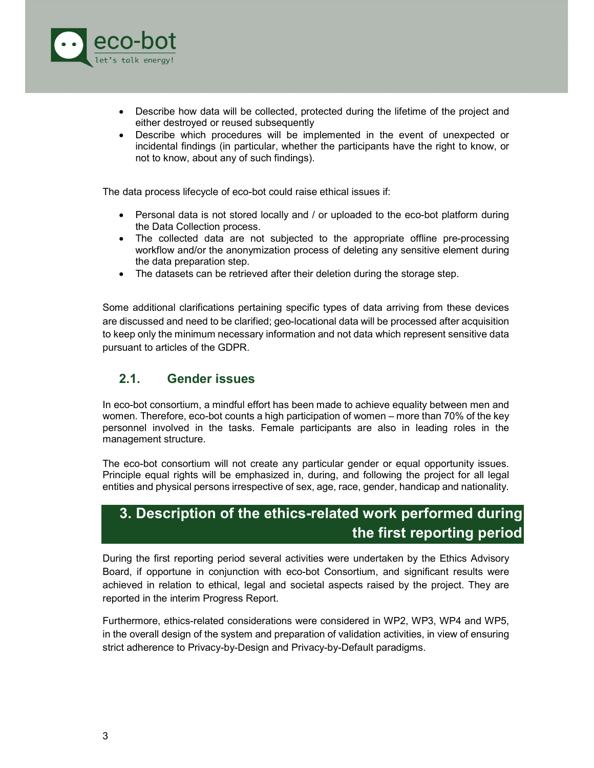- Describe how data will be collected, protected during the lifetime of the project and either destroyed or reused subsequently
- Describe which procedures will be implemented in the event of unexpected or incidental findings (in particular, whether the participants have the right to know, or not to know, about any of such findings).

The data process lifecycle of eco-bot could raise ethical issues if:

- Personal data is not stored locally and / or uploaded to the eco-bot platform during the Data Collection process.
- The collected data are not subjected to the appropriate offline pre-processing workflow and/or the anonymization process of deleting any sensitive element during the data preparation step.
- The datasets can be retrieved after their deletion during the storage step.

Some additional clarifications pertaining specific types of data arriving from these devices are discussed and need to be clarified; geo-locational data will be processed after acquisition to keep only the minimum necessary information and not data which represent sensitive data pursuant to articles of the GDPR.

## 2.1. Gender issues

In eco-bot consortium, a mindful effort has been made to achieve equality between men and women. Therefore, eco-bot counts a high participation of women – more than 70% of the key personnel involved in the tasks. Female participants are also in leading roles in the management structure.

The eco-bot consortium will not create any particular gender or equal opportunity issues. Principle equal rights will be emphasized in, during, and following the project for all legal entities and physical persons irrespective of sex, age, race, gender, handicap and nationality.

# 3. Description of the ethics-related work performed during the first reporting period

During the first reporting period several activities were undertaken by the Ethics Advisory Board, if opportune in conjunction with eco-bot Consortium, and significant results were achieved in relation to ethical, legal and societal aspects raised by the project. They are reported in the interim Progress Report.

Furthermore, ethics-related considerations were considered in WP2, WP3, WP4 and WP5, in the overall design of the system and preparation of validation activities, in view of ensuring strict adherence to Privacy-by-Design and Privacy-by-Default paradigms.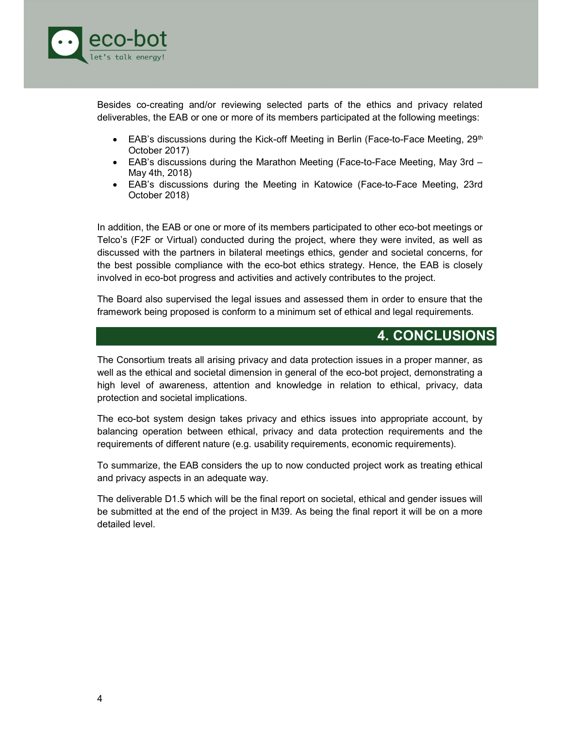Besides co-creating and/or reviewing selected parts of the ethics and privacy related deliverables, the EAB or one or more of its members participated at the following meetings:

- EAB's discussions during the Kick-off Meeting in Berlin (Face-to-Face Meeting, 29th October 2017)
- EAB's discussions during the Marathon Meeting (Face-to-Face Meeting, May 3rd – May 4th, 2018)
- EAB's discussions during the Meeting in Katowice (Face-to-Face Meeting, 23rd October 2018)

In addition, the EAB or one or more of its members participated to other eco-bot meetings or Telco's (F2F or Virtual) conducted during the project, where they were invited, as well as discussed with the partners in bilateral meetings ethics, gender and societal concerns, for the best possible compliance with the eco-bot ethics strategy. Hence, the EAB is closely involved in eco-bot progress and activities and actively contributes to the project.

The Board also supervised the legal issues and assessed them in order to ensure that the framework being proposed is conform to a minimum set of ethical and legal requirements.

# 4. CONCLUSIONS

The Consortium treats all arising privacy and data protection issues in a proper manner, as well as the ethical and societal dimension in general of the eco-bot project, demonstrating a high level of awareness, attention and knowledge in relation to ethical, privacy, data protection and societal implications.

The eco-bot system design takes privacy and ethics issues into appropriate account, by balancing operation between ethical, privacy and data protection requirements and the requirements of different nature (e.g. usability requirements, economic requirements).

To summarize, the EAB considers the up to now conducted project work as treating ethical and privacy aspects in an adequate way.

The deliverable D1.5 which will be the final report on societal, ethical and gender issues will be submitted at the end of the project in M39. As being the final report it will be on a more detailed level.